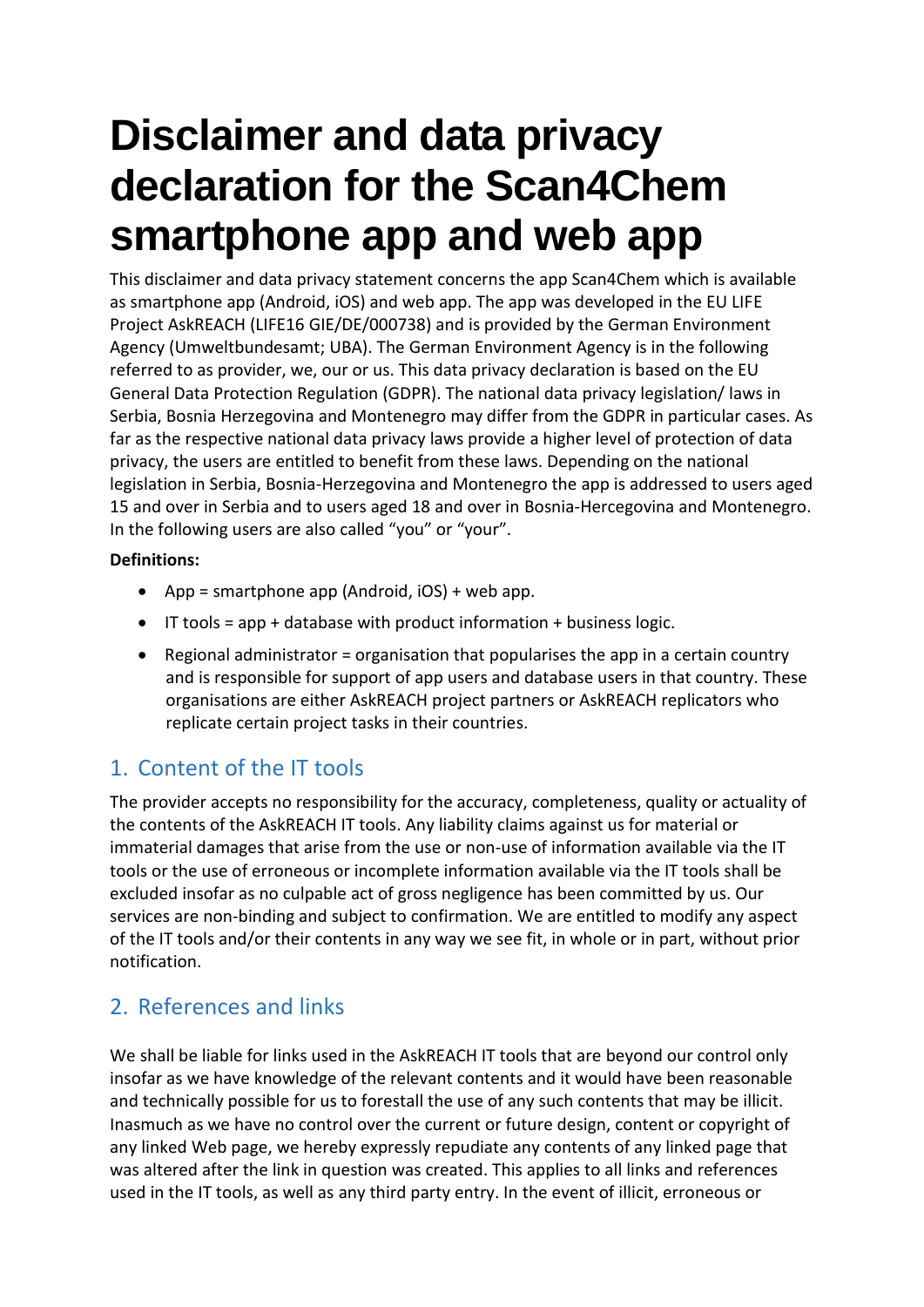# Disclaimer and data privacy declaration for the Scan4Chem smartphone app and web app

This disclaimer and data privacy statement concerns the app Scan4Chem which is available as smartphone app (Android, iOS) and web app. The app was developed in the EU LIFE Project AskREACH (LIFE16 GIE/DE/000738) and is provided by the German Environment Agency (Umweltbundesamt; UBA). The German Environment Agency is in the following referred to as provider, we, our or us. This data privacy declaration is based on the EU General Data Protection Regulation (GDPR). The national data privacy legislation/ laws in Serbia, Bosnia Herzegovina and Montenegro may differ from the GDPR in particular cases. As far as the respective national data privacy laws provide a higher level of protection of data privacy, the users are entitled to benefit from these laws. Depending on the national legislation in Serbia, Bosnia-Herzegovina and Montenegro the app is addressed to users aged 15 and over in Serbia and to users aged 18 and over in Bosnia-Hercegovina and Montenegro. In the following users are also called "you" or "your".

**Definitions:**

- App = smartphone app (Android, iOS) + web app.
- IT tools = app + database with product information + business logic.
- Regional administrator = organisation that popularises the app in a certain country and is responsible for support of app users and database users in that country. These organisations are either AskREACH project partners or AskREACH replicators who replicate certain project tasks in their countries.

## 1. Content of the IT tools

The provider accepts no responsibility for the accuracy, completeness, quality or actuality of the contents of the AskREACH IT tools. Any liability claims against us for material or immaterial damages that arise from the use or non-use of information available via the IT tools or the use of erroneous or incomplete information available via the IT tools shall be excluded insofar as no culpable act of gross negligence has been committed by us. Our services are non-binding and subject to confirmation. We are entitled to modify any aspect of the IT tools and/or their contents in any way we see fit, in whole or in part, without prior notification.

## 2. References and links

We shall be liable for links used in the AskREACH IT tools that are beyond our control only insofar as we have knowledge of the relevant contents and it would have been reasonable and technically possible for us to forestall the use of any such contents that may be illicit. Inasmuch as we have no control over the current or future design, content or copyright of any linked Web page, we hereby expressly repudiate any contents of any linked page that was altered after the link in question was created. This applies to all links and references used in the IT tools, as well as any third party entry. In the event of illicit, erroneous or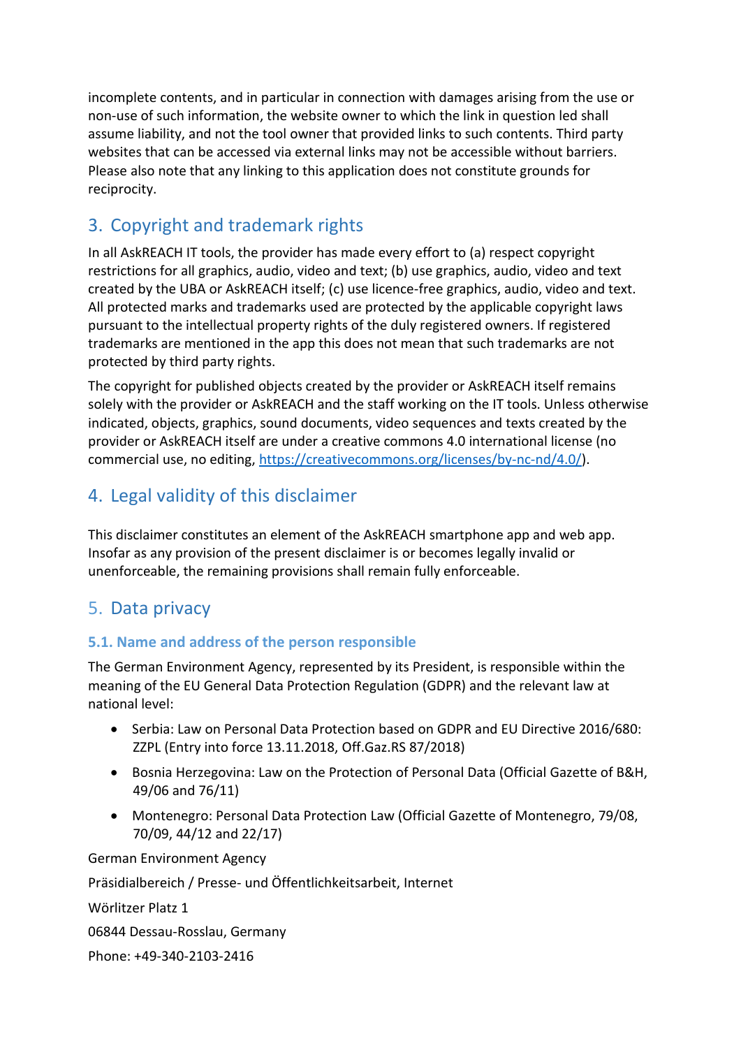incomplete contents, and in particular in connection with damages arising from the use or non-use of such information, the website owner to which the link in question led shall assume liability, and not the tool owner that provided links to such contents. Third party websites that can be accessed via external links may not be accessible without barriers. Please also note that any linking to this application does not constitute grounds for reciprocity.

## 3. Copyright and trademark rights

In all AskREACH IT tools, the provider has made every effort to (a) respect copyright restrictions for all graphics, audio, video and text; (b) use graphics, audio, video and text created by the UBA or AskREACH itself; (c) use licence-free graphics, audio, video and text. All protected marks and trademarks used are protected by the applicable copyright laws pursuant to the intellectual property rights of the duly registered owners. If registered trademarks are mentioned in the app this does not mean that such trademarks are not protected by third party rights.

The copyright for published objects created by the provider or AskREACH itself remains solely with the provider or AskREACH and the staff working on the IT tools. Unless otherwise indicated, objects, graphics, sound documents, video sequences and texts created by the provider or AskREACH itself are under a creative commons 4.0 international license (no commercial use, no editing, https://creativecommons.org/licenses/by-nc-nd/4.0/).

## 4. Legal validity of this disclaimer

This disclaimer constitutes an element of the AskREACH smartphone app and web app. Insofar as any provision of the present disclaimer is or becomes legally invalid or unenforceable, the remaining provisions shall remain fully enforceable.

## 5. Data privacy

### 5.1. Name and address of the person responsible

The German Environment Agency, represented by its President, is responsible within the meaning of the EU General Data Protection Regulation (GDPR) and the relevant law at national level:

- Serbia: Law on Personal Data Protection based on GDPR and EU Directive 2016/680: ZZPL (Entry into force 13.11.2018, Off.Gaz.RS 87/2018)
- Bosnia Herzegovina: Law on the Protection of Personal Data (Official Gazette of B&H, 49/06 and 76/11)
- Montenegro: Personal Data Protection Law (Official Gazette of Montenegro, 79/08, 70/09, 44/12 and 22/17)

German Environment Agency

Präsidialbereich / Presse- und Öffentlichkeitsarbeit, Internet

Wörlitzer Platz 1

06844 Dessau-Rosslau, Germany

Phone: +49-340-2103-2416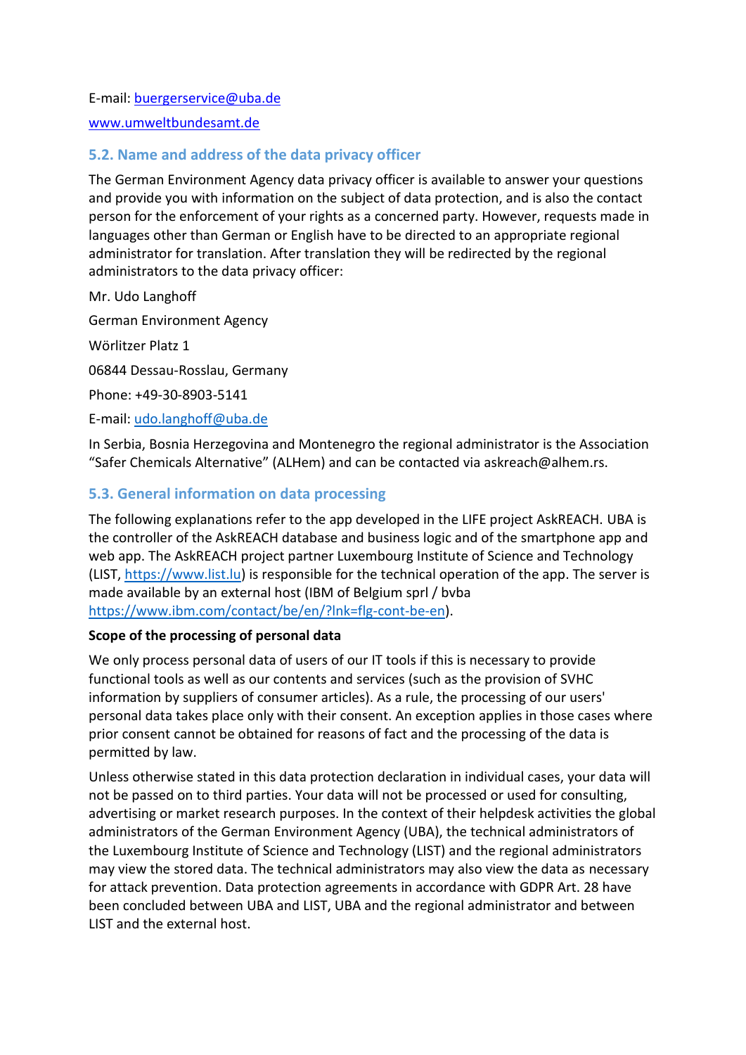E-mail: buergerservice@uba.de

www.umweltbundesamt.de

## 5.2. Name and address of the data privacy officer

The German Environment Agency data privacy officer is available to answer your questions and provide you with information on the subject of data protection, and is also the contact person for the enforcement of your rights as a concerned party. However, requests made in languages other than German or English have to be directed to an appropriate regional administrator for translation. After translation they will be redirected by the regional administrators to the data privacy officer:

Mr. Udo Langhoff

German Environment Agency

Wörlitzer Platz 1

06844 Dessau-Rosslau, Germany

Phone: +49-30-8903-5141

E-mail: udo.langhoff@uba.de

In Serbia, Bosnia Herzegovina and Montenegro the regional administrator is the Association "Safer Chemicals Alternative" (ALHem) and can be contacted via askreach@alhem.rs.

## 5.3. General information on data processing

The following explanations refer to the app developed in the LIFE project AskREACH. UBA is the controller of the AskREACH database and business logic and of the smartphone app and web app. The AskREACH project partner Luxembourg Institute of Science and Technology (LIST, https://www.list.lu) is responsible for the technical operation of the app. The server is made available by an external host (IBM of Belgium sprl / bvba https://www.ibm.com/contact/be/en/?lnk=flg-cont-be-en).

**Scope of the processing of personal data**

We only process personal data of users of our IT tools if this is necessary to provide functional tools as well as our contents and services (such as the provision of SVHC information by suppliers of consumer articles). As a rule, the processing of our users' personal data takes place only with their consent. An exception applies in those cases where prior consent cannot be obtained for reasons of fact and the processing of the data is permitted by law.

Unless otherwise stated in this data protection declaration in individual cases, your data will not be passed on to third parties. Your data will not be processed or used for consulting, advertising or market research purposes. In the context of their helpdesk activities the global administrators of the German Environment Agency (UBA), the technical administrators of the Luxembourg Institute of Science and Technology (LIST) and the regional administrators may view the stored data. The technical administrators may also view the data as necessary for attack prevention. Data protection agreements in accordance with GDPR Art. 28 have been concluded between UBA and LIST, UBA and the regional administrator and between LIST and the external host.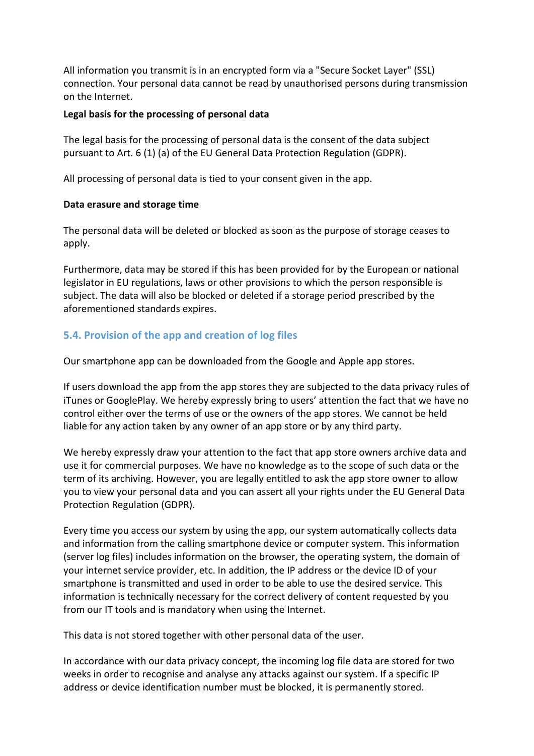All information you transmit is in an encrypted form via a "Secure Socket Layer" (SSL) connection. Your personal data cannot be read by unauthorised persons during transmission on the Internet.

**Legal basis for the processing of personal data**

The legal basis for the processing of personal data is the consent of the data subject pursuant to Art. 6 (1) (a) of the EU General Data Protection Regulation (GDPR).

All processing of personal data is tied to your consent given in the app.

**Data erasure and storage time**

The personal data will be deleted or blocked as soon as the purpose of storage ceases to apply.

Furthermore, data may be stored if this has been provided for by the European or national legislator in EU regulations, laws or other provisions to which the person responsible is subject. The data will also be blocked or deleted if a storage period prescribed by the aforementioned standards expires.

### 5.4. Provision of the app and creation of log files

Our smartphone app can be downloaded from the Google and Apple app stores.

If users download the app from the app stores they are subjected to the data privacy rules of iTunes or GooglePlay. We hereby expressly bring to users' attention the fact that we have no control either over the terms of use or the owners of the app stores. We cannot be held liable for any action taken by any owner of an app store or by any third party.

We hereby expressly draw your attention to the fact that app store owners archive data and use it for commercial purposes. We have no knowledge as to the scope of such data or the term of its archiving. However, you are legally entitled to ask the app store owner to allow you to view your personal data and you can assert all your rights under the EU General Data Protection Regulation (GDPR).

Every time you access our system by using the app, our system automatically collects data and information from the calling smartphone device or computer system. This information (server log files) includes information on the browser, the operating system, the domain of your internet service provider, etc. In addition, the IP address or the device ID of your smartphone is transmitted and used in order to be able to use the desired service. This information is technically necessary for the correct delivery of content requested by you from our IT tools and is mandatory when using the Internet.

This data is not stored together with other personal data of the user.

In accordance with our data privacy concept, the incoming log file data are stored for two weeks in order to recognise and analyse any attacks against our system. If a specific IP address or device identification number must be blocked, it is permanently stored.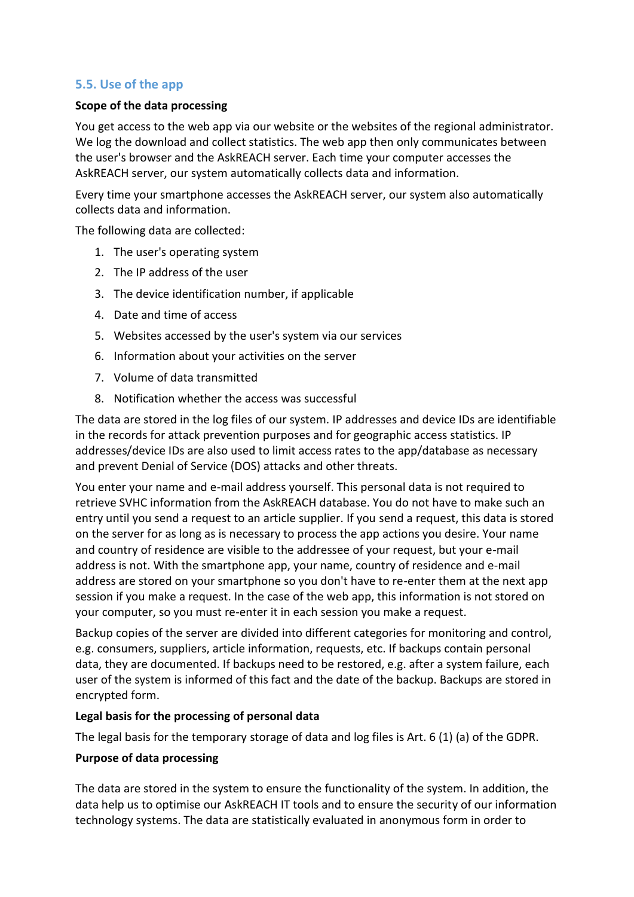## 5.5. Use of the app

**Scope of the data processing**

You get access to the web app via our website or the websites of the regional administrator. We log the download and collect statistics. The web app then only communicates between the user's browser and the AskREACH server. Each time your computer accesses the AskREACH server, our system automatically collects data and information.

Every time your smartphone accesses the AskREACH server, our system also automatically collects data and information.

The following data are collected:

1. The user's operating system
2. The IP address of the user
3. The device identification number, if applicable
4. Date and time of access
5. Websites accessed by the user's system via our services
6. Information about your activities on the server
7. Volume of data transmitted
8. Notification whether the access was successful

The data are stored in the log files of our system. IP addresses and device IDs are identifiable in the records for attack prevention purposes and for geographic access statistics. IP addresses/device IDs are also used to limit access rates to the app/database as necessary and prevent Denial of Service (DOS) attacks and other threats.

You enter your name and e-mail address yourself. This personal data is not required to retrieve SVHC information from the AskREACH database. You do not have to make such an entry until you send a request to an article supplier. If you send a request, this data is stored on the server for as long as is necessary to process the app actions you desire. Your name and country of residence are visible to the addressee of your request, but your e-mail address is not. With the smartphone app, your name, country of residence and e-mail address are stored on your smartphone so you don't have to re-enter them at the next app session if you make a request. In the case of the web app, this information is not stored on your computer, so you must re-enter it in each session you make a request.

Backup copies of the server are divided into different categories for monitoring and control, e.g. consumers, suppliers, article information, requests, etc. If backups contain personal data, they are documented. If backups need to be restored, e.g. after a system failure, each user of the system is informed of this fact and the date of the backup. Backups are stored in encrypted form.

**Legal basis for the processing of personal data**

The legal basis for the temporary storage of data and log files is Art. 6 (1) (a) of the GDPR.

**Purpose of data processing**

The data are stored in the system to ensure the functionality of the system. In addition, the data help us to optimise our AskREACH IT tools and to ensure the security of our information technology systems. The data are statistically evaluated in anonymous form in order to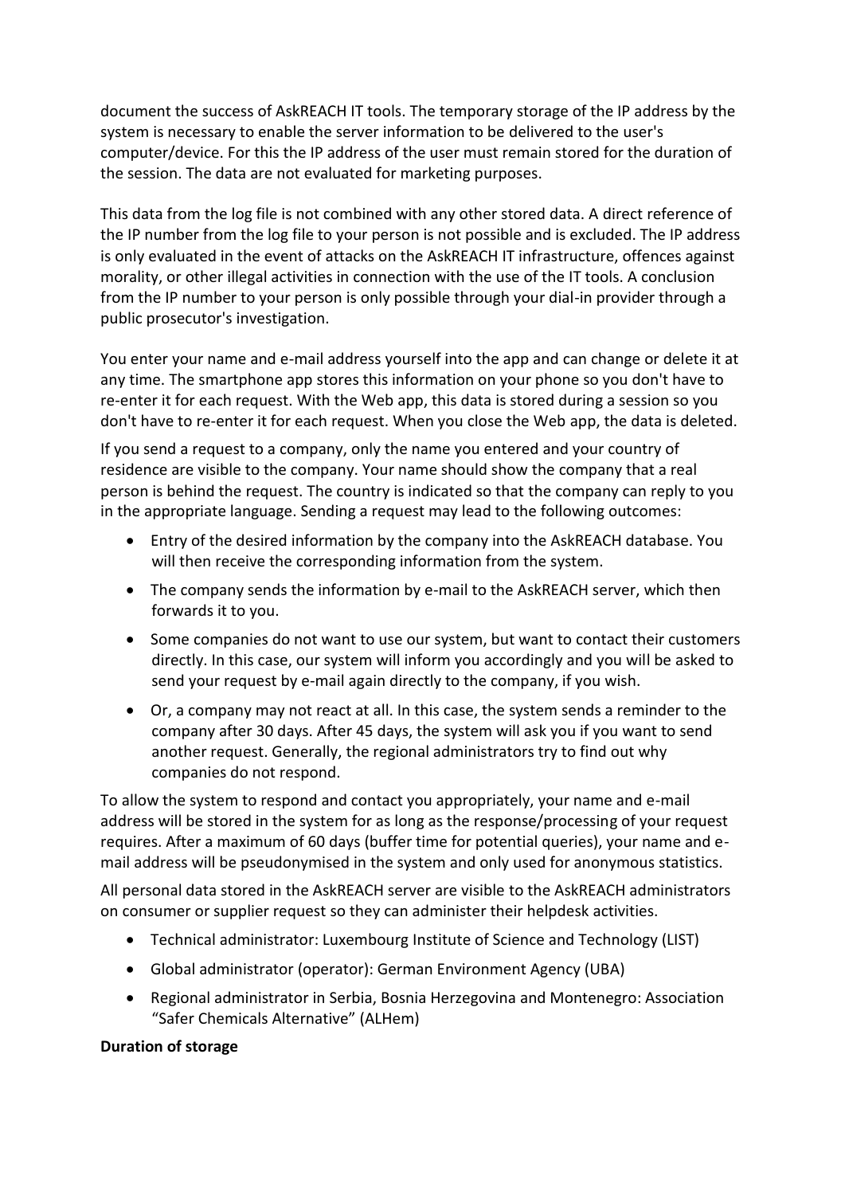document the success of AskREACH IT tools. The temporary storage of the IP address by the system is necessary to enable the server information to be delivered to the user's computer/device. For this the IP address of the user must remain stored for the duration of the session. The data are not evaluated for marketing purposes.

This data from the log file is not combined with any other stored data. A direct reference of the IP number from the log file to your person is not possible and is excluded. The IP address is only evaluated in the event of attacks on the AskREACH IT infrastructure, offences against morality, or other illegal activities in connection with the use of the IT tools. A conclusion from the IP number to your person is only possible through your dial-in provider through a public prosecutor's investigation.

You enter your name and e-mail address yourself into the app and can change or delete it at any time. The smartphone app stores this information on your phone so you don't have to re-enter it for each request. With the Web app, this data is stored during a session so you don't have to re-enter it for each request. When you close the Web app, the data is deleted.

If you send a request to a company, only the name you entered and your country of residence are visible to the company. Your name should show the company that a real person is behind the request. The country is indicated so that the company can reply to you in the appropriate language. Sending a request may lead to the following outcomes:

- Entry of the desired information by the company into the AskREACH database. You will then receive the corresponding information from the system.
- The company sends the information by e-mail to the AskREACH server, which then forwards it to you.
- Some companies do not want to use our system, but want to contact their customers directly. In this case, our system will inform you accordingly and you will be asked to send your request by e-mail again directly to the company, if you wish.
- Or, a company may not react at all. In this case, the system sends a reminder to the company after 30 days. After 45 days, the system will ask you if you want to send another request. Generally, the regional administrators try to find out why companies do not respond.

To allow the system to respond and contact you appropriately, your name and e-mail address will be stored in the system for as long as the response/processing of your request requires. After a maximum of 60 days (buffer time for potential queries), your name and e-mail address will be pseudonymised in the system and only used for anonymous statistics.

All personal data stored in the AskREACH server are visible to the AskREACH administrators on consumer or supplier request so they can administer their helpdesk activities.

- Technical administrator: Luxembourg Institute of Science and Technology (LIST)
- Global administrator (operator): German Environment Agency (UBA)
- Regional administrator in Serbia, Bosnia Herzegovina and Montenegro: Association "Safer Chemicals Alternative" (ALHem)

**Duration of storage**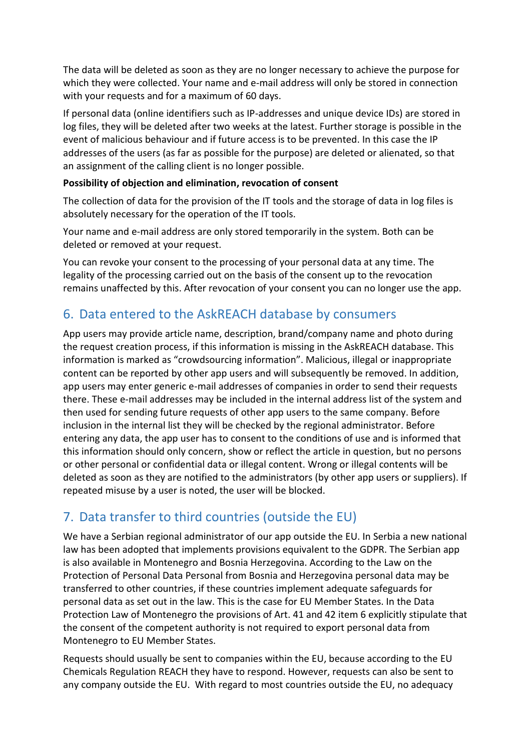The data will be deleted as soon as they are no longer necessary to achieve the purpose for which they were collected. Your name and e-mail address will only be stored in connection with your requests and for a maximum of 60 days.

If personal data (online identifiers such as IP-addresses and unique device IDs) are stored in log files, they will be deleted after two weeks at the latest. Further storage is possible in the event of malicious behaviour and if future access is to be prevented. In this case the IP addresses of the users (as far as possible for the purpose) are deleted or alienated, so that an assignment of the calling client is no longer possible.

**Possibility of objection and elimination, revocation of consent**

The collection of data for the provision of the IT tools and the storage of data in log files is absolutely necessary for the operation of the IT tools.

Your name and e-mail address are only stored temporarily in the system. Both can be deleted or removed at your request.

You can revoke your consent to the processing of your personal data at any time. The legality of the processing carried out on the basis of the consent up to the revocation remains unaffected by this. After revocation of your consent you can no longer use the app.

## 6. Data entered to the AskREACH database by consumers

App users may provide article name, description, brand/company name and photo during the request creation process, if this information is missing in the AskREACH database. This information is marked as "crowdsourcing information". Malicious, illegal or inappropriate content can be reported by other app users and will subsequently be removed. In addition, app users may enter generic e-mail addresses of companies in order to send their requests there. These e-mail addresses may be included in the internal address list of the system and then used for sending future requests of other app users to the same company. Before inclusion in the internal list they will be checked by the regional administrator. Before entering any data, the app user has to consent to the conditions of use and is informed that this information should only concern, show or reflect the article in question, but no persons or other personal or confidential data or illegal content. Wrong or illegal contents will be deleted as soon as they are notified to the administrators (by other app users or suppliers). If repeated misuse by a user is noted, the user will be blocked.

## 7. Data transfer to third countries (outside the EU)

We have a Serbian regional administrator of our app outside the EU. In Serbia a new national law has been adopted that implements provisions equivalent to the GDPR. The Serbian app is also available in Montenegro and Bosnia Herzegovina. According to the Law on the Protection of Personal Data Personal from Bosnia and Herzegovina personal data may be transferred to other countries, if these countries implement adequate safeguards for personal data as set out in the law. This is the case for EU Member States. In the Data Protection Law of Montenegro the provisions of Art. 41 and 42 item 6 explicitly stipulate that the consent of the competent authority is not required to export personal data from Montenegro to EU Member States.

Requests should usually be sent to companies within the EU, because according to the EU Chemicals Regulation REACH they have to respond. However, requests can also be sent to any company outside the EU. With regard to most countries outside the EU, no adequacy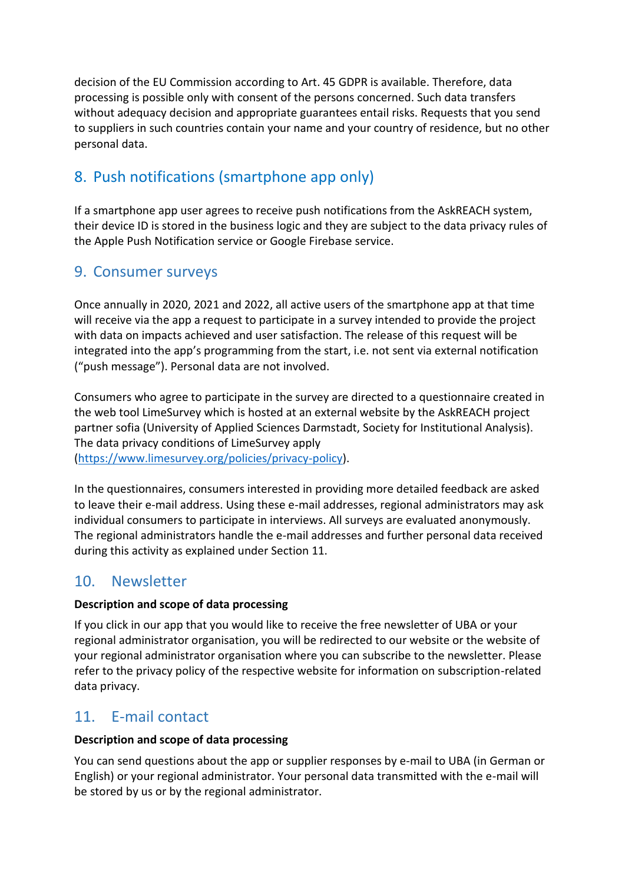decision of the EU Commission according to Art. 45 GDPR is available. Therefore, data processing is possible only with consent of the persons concerned. Such data transfers without adequacy decision and appropriate guarantees entail risks. Requests that you send to suppliers in such countries contain your name and your country of residence, but no other personal data.

## 8. Push notifications (smartphone app only)

If a smartphone app user agrees to receive push notifications from the AskREACH system, their device ID is stored in the business logic and they are subject to the data privacy rules of the Apple Push Notification service or Google Firebase service.

## 9. Consumer surveys

Once annually in 2020, 2021 and 2022, all active users of the smartphone app at that time will receive via the app a request to participate in a survey intended to provide the project with data on impacts achieved and user satisfaction. The release of this request will be integrated into the app's programming from the start, i.e. not sent via external notification ("push message"). Personal data are not involved.

Consumers who agree to participate in the survey are directed to a questionnaire created in the web tool LimeSurvey which is hosted at an external website by the AskREACH project partner sofia (University of Applied Sciences Darmstadt, Society for Institutional Analysis). The data privacy conditions of LimeSurvey apply (https://www.limesurvey.org/policies/privacy-policy).

In the questionnaires, consumers interested in providing more detailed feedback are asked to leave their e-mail address. Using these e-mail addresses, regional administrators may ask individual consumers to participate in interviews. All surveys are evaluated anonymously. The regional administrators handle the e-mail addresses and further personal data received during this activity as explained under Section 11.

## 10. Newsletter

**Description and scope of data processing**

If you click in our app that you would like to receive the free newsletter of UBA or your regional administrator organisation, you will be redirected to our website or the website of your regional administrator organisation where you can subscribe to the newsletter. Please refer to the privacy policy of the respective website for information on subscription-related data privacy.

## 11. E-mail contact

**Description and scope of data processing**

You can send questions about the app or supplier responses by e-mail to UBA (in German or English) or your regional administrator. Your personal data transmitted with the e-mail will be stored by us or by the regional administrator.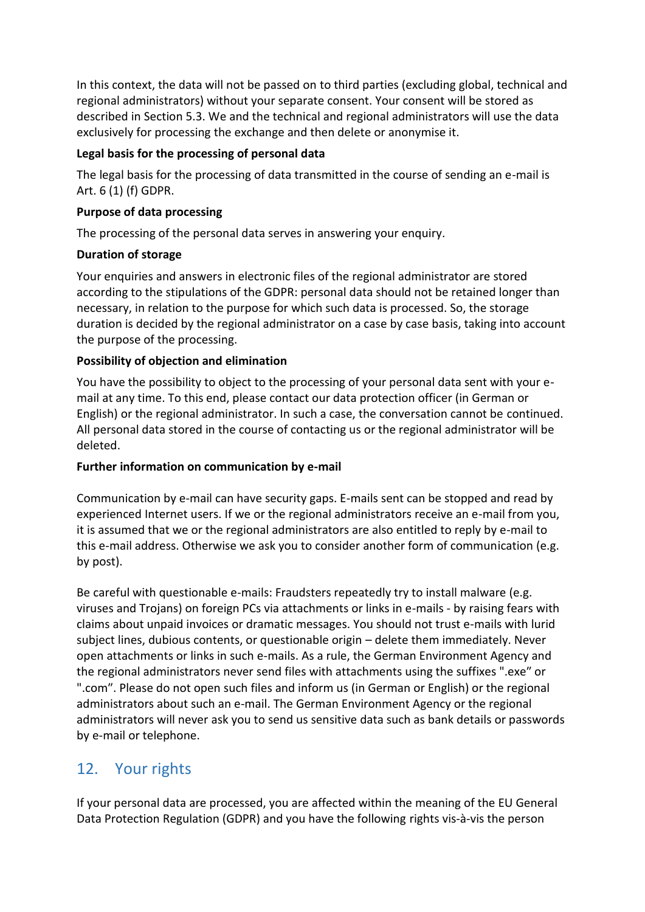In this context, the data will not be passed on to third parties (excluding global, technical and regional administrators) without your separate consent. Your consent will be stored as described in Section 5.3. We and the technical and regional administrators will use the data exclusively for processing the exchange and then delete or anonymise it.

**Legal basis for the processing of personal data**

The legal basis for the processing of data transmitted in the course of sending an e-mail is Art. 6 (1) (f) GDPR.

**Purpose of data processing**

The processing of the personal data serves in answering your enquiry.

**Duration of storage**

Your enquiries and answers in electronic files of the regional administrator are stored according to the stipulations of the GDPR: personal data should not be retained longer than necessary, in relation to the purpose for which such data is processed. So, the storage duration is decided by the regional administrator on a case by case basis, taking into account the purpose of the processing.

**Possibility of objection and elimination**

You have the possibility to object to the processing of your personal data sent with your e-mail at any time. To this end, please contact our data protection officer (in German or English) or the regional administrator. In such a case, the conversation cannot be continued. All personal data stored in the course of contacting us or the regional administrator will be deleted.

**Further information on communication by e-mail**

Communication by e-mail can have security gaps. E-mails sent can be stopped and read by experienced Internet users. If we or the regional administrators receive an e-mail from you, it is assumed that we or the regional administrators are also entitled to reply by e-mail to this e-mail address. Otherwise we ask you to consider another form of communication (e.g. by post).

Be careful with questionable e-mails: Fraudsters repeatedly try to install malware (e.g. viruses and Trojans) on foreign PCs via attachments or links in e-mails - by raising fears with claims about unpaid invoices or dramatic messages. You should not trust e-mails with lurid subject lines, dubious contents, or questionable origin – delete them immediately. Never open attachments or links in such e-mails. As a rule, the German Environment Agency and the regional administrators never send files with attachments using the suffixes ".exe" or ".com". Please do not open such files and inform us (in German or English) or the regional administrators about such an e-mail. The German Environment Agency or the regional administrators will never ask you to send us sensitive data such as bank details or passwords by e-mail or telephone.

## 12. Your rights

If your personal data are processed, you are affected within the meaning of the EU General Data Protection Regulation (GDPR) and you have the following rights vis-à-vis the person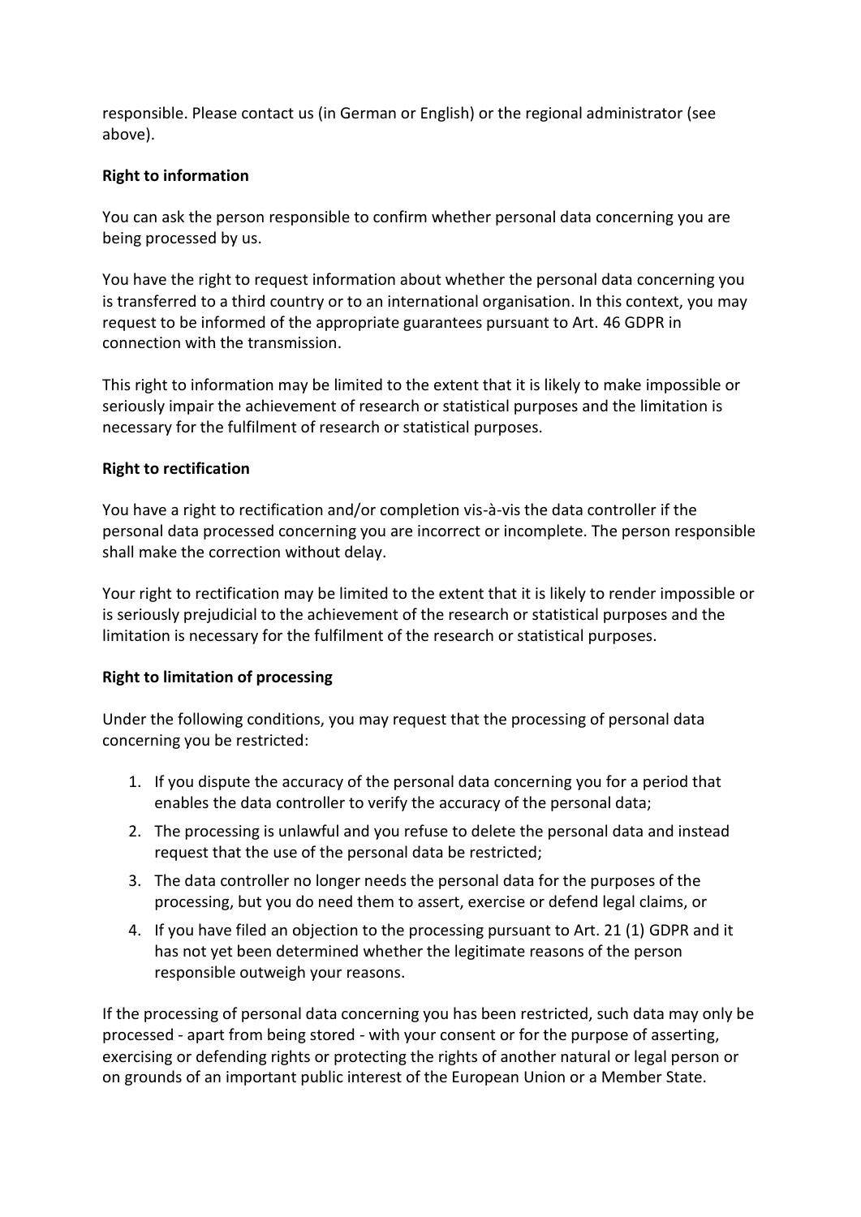responsible. Please contact us (in German or English) or the regional administrator (see above).

**Right to information**

You can ask the person responsible to confirm whether personal data concerning you are being processed by us.

You have the right to request information about whether the personal data concerning you is transferred to a third country or to an international organisation. In this context, you may request to be informed of the appropriate guarantees pursuant to Art. 46 GDPR in connection with the transmission.

This right to information may be limited to the extent that it is likely to make impossible or seriously impair the achievement of research or statistical purposes and the limitation is necessary for the fulfilment of research or statistical purposes.

**Right to rectification**

You have a right to rectification and/or completion vis-à-vis the data controller if the personal data processed concerning you are incorrect or incomplete. The person responsible shall make the correction without delay.

Your right to rectification may be limited to the extent that it is likely to render impossible or is seriously prejudicial to the achievement of the research or statistical purposes and the limitation is necessary for the fulfilment of the research or statistical purposes.

**Right to limitation of processing**

Under the following conditions, you may request that the processing of personal data concerning you be restricted:

1. If you dispute the accuracy of the personal data concerning you for a period that enables the data controller to verify the accuracy of the personal data;
2. The processing is unlawful and you refuse to delete the personal data and instead request that the use of the personal data be restricted;
3. The data controller no longer needs the personal data for the purposes of the processing, but you do need them to assert, exercise or defend legal claims, or
4. If you have filed an objection to the processing pursuant to Art. 21 (1) GDPR and it has not yet been determined whether the legitimate reasons of the person responsible outweigh your reasons.

If the processing of personal data concerning you has been restricted, such data may only be processed - apart from being stored - with your consent or for the purpose of asserting, exercising or defending rights or protecting the rights of another natural or legal person or on grounds of an important public interest of the European Union or a Member State.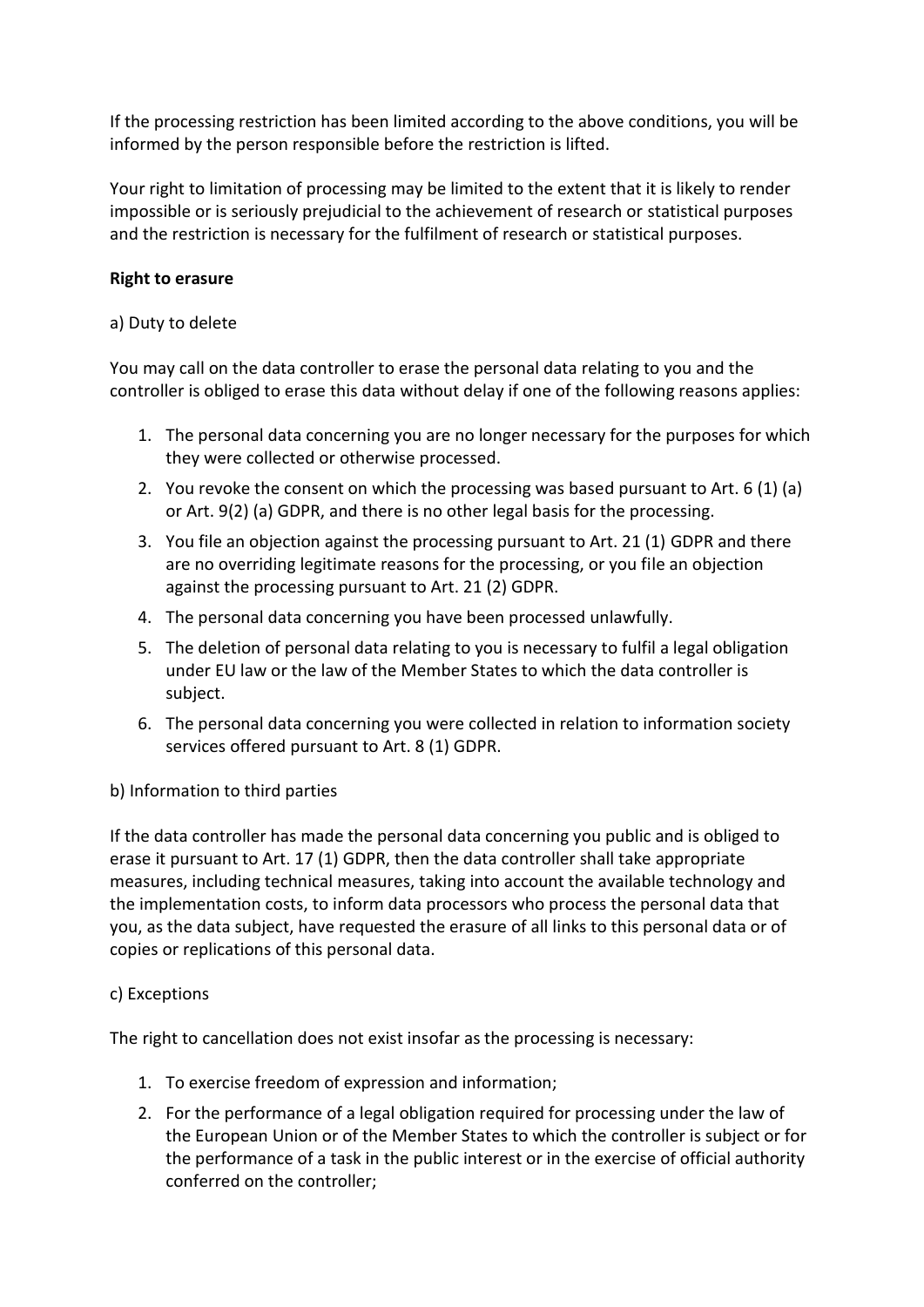If the processing restriction has been limited according to the above conditions, you will be informed by the person responsible before the restriction is lifted.

Your right to limitation of processing may be limited to the extent that it is likely to render impossible or is seriously prejudicial to the achievement of research or statistical purposes and the restriction is necessary for the fulfilment of research or statistical purposes.

**Right to erasure**

a) Duty to delete

You may call on the data controller to erase the personal data relating to you and the controller is obliged to erase this data without delay if one of the following reasons applies:

1. The personal data concerning you are no longer necessary for the purposes for which they were collected or otherwise processed.
2. You revoke the consent on which the processing was based pursuant to Art. 6 (1) (a) or Art. 9(2) (a) GDPR, and there is no other legal basis for the processing.
3. You file an objection against the processing pursuant to Art. 21 (1) GDPR and there are no overriding legitimate reasons for the processing, or you file an objection against the processing pursuant to Art. 21 (2) GDPR.
4. The personal data concerning you have been processed unlawfully.
5. The deletion of personal data relating to you is necessary to fulfil a legal obligation under EU law or the law of the Member States to which the data controller is subject.
6. The personal data concerning you were collected in relation to information society services offered pursuant to Art. 8 (1) GDPR.

b) Information to third parties

If the data controller has made the personal data concerning you public and is obliged to erase it pursuant to Art. 17 (1) GDPR, then the data controller shall take appropriate measures, including technical measures, taking into account the available technology and the implementation costs, to inform data processors who process the personal data that you, as the data subject, have requested the erasure of all links to this personal data or of copies or replications of this personal data.

c) Exceptions

The right to cancellation does not exist insofar as the processing is necessary:

1. To exercise freedom of expression and information;
2. For the performance of a legal obligation required for processing under the law of the European Union or of the Member States to which the controller is subject or for the performance of a task in the public interest or in the exercise of official authority conferred on the controller;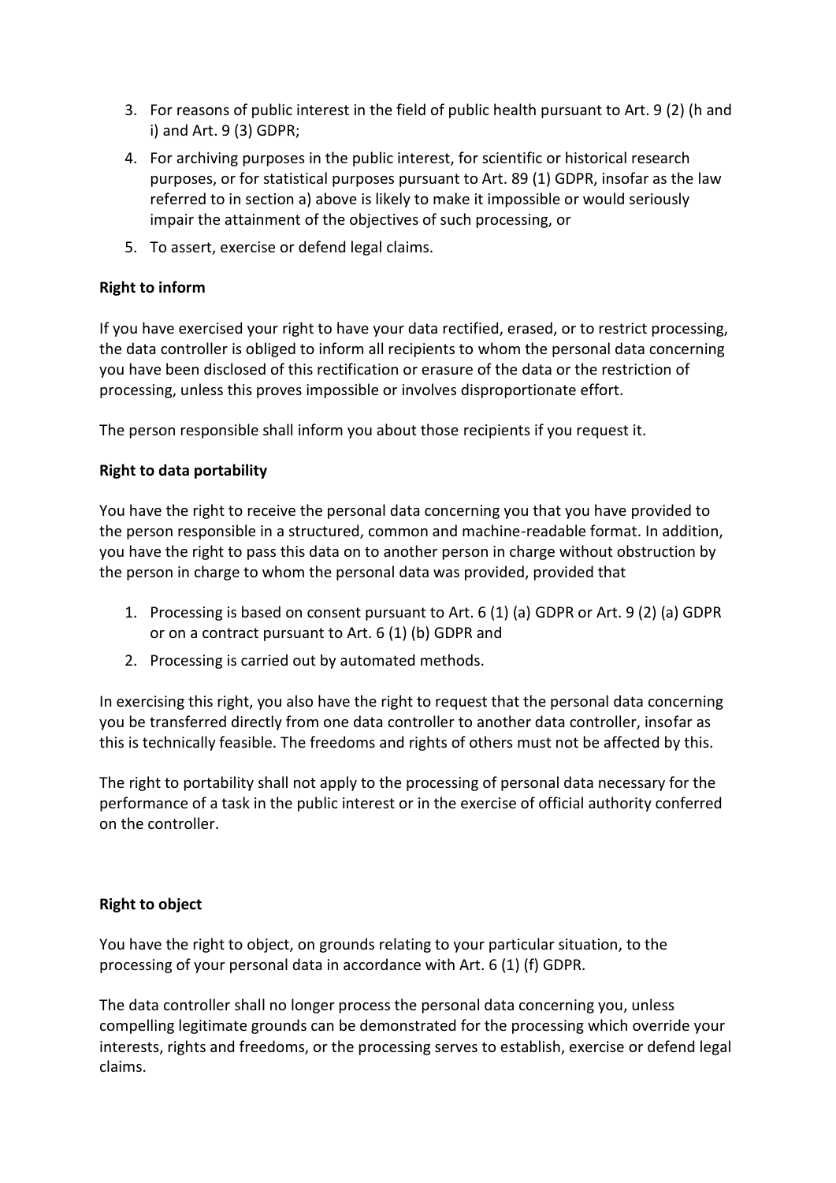3. For reasons of public interest in the field of public health pursuant to Art. 9 (2) (h and i) and Art. 9 (3) GDPR;
4. For archiving purposes in the public interest, for scientific or historical research purposes, or for statistical purposes pursuant to Art. 89 (1) GDPR, insofar as the law referred to in section a) above is likely to make it impossible or would seriously impair the attainment of the objectives of such processing, or
5. To assert, exercise or defend legal claims.

**Right to inform**

If you have exercised your right to have your data rectified, erased, or to restrict processing, the data controller is obliged to inform all recipients to whom the personal data concerning you have been disclosed of this rectification or erasure of the data or the restriction of processing, unless this proves impossible or involves disproportionate effort.

The person responsible shall inform you about those recipients if you request it.

**Right to data portability**

You have the right to receive the personal data concerning you that you have provided to the person responsible in a structured, common and machine-readable format. In addition, you have the right to pass this data on to another person in charge without obstruction by the person in charge to whom the personal data was provided, provided that

1. Processing is based on consent pursuant to Art. 6 (1) (a) GDPR or Art. 9 (2) (a) GDPR or on a contract pursuant to Art. 6 (1) (b) GDPR and
2. Processing is carried out by automated methods.

In exercising this right, you also have the right to request that the personal data concerning you be transferred directly from one data controller to another data controller, insofar as this is technically feasible. The freedoms and rights of others must not be affected by this.

The right to portability shall not apply to the processing of personal data necessary for the performance of a task in the public interest or in the exercise of official authority conferred on the controller.

**Right to object**

You have the right to object, on grounds relating to your particular situation, to the processing of your personal data in accordance with Art. 6 (1) (f) GDPR.

The data controller shall no longer process the personal data concerning you, unless compelling legitimate grounds can be demonstrated for the processing which override your interests, rights and freedoms, or the processing serves to establish, exercise or defend legal claims.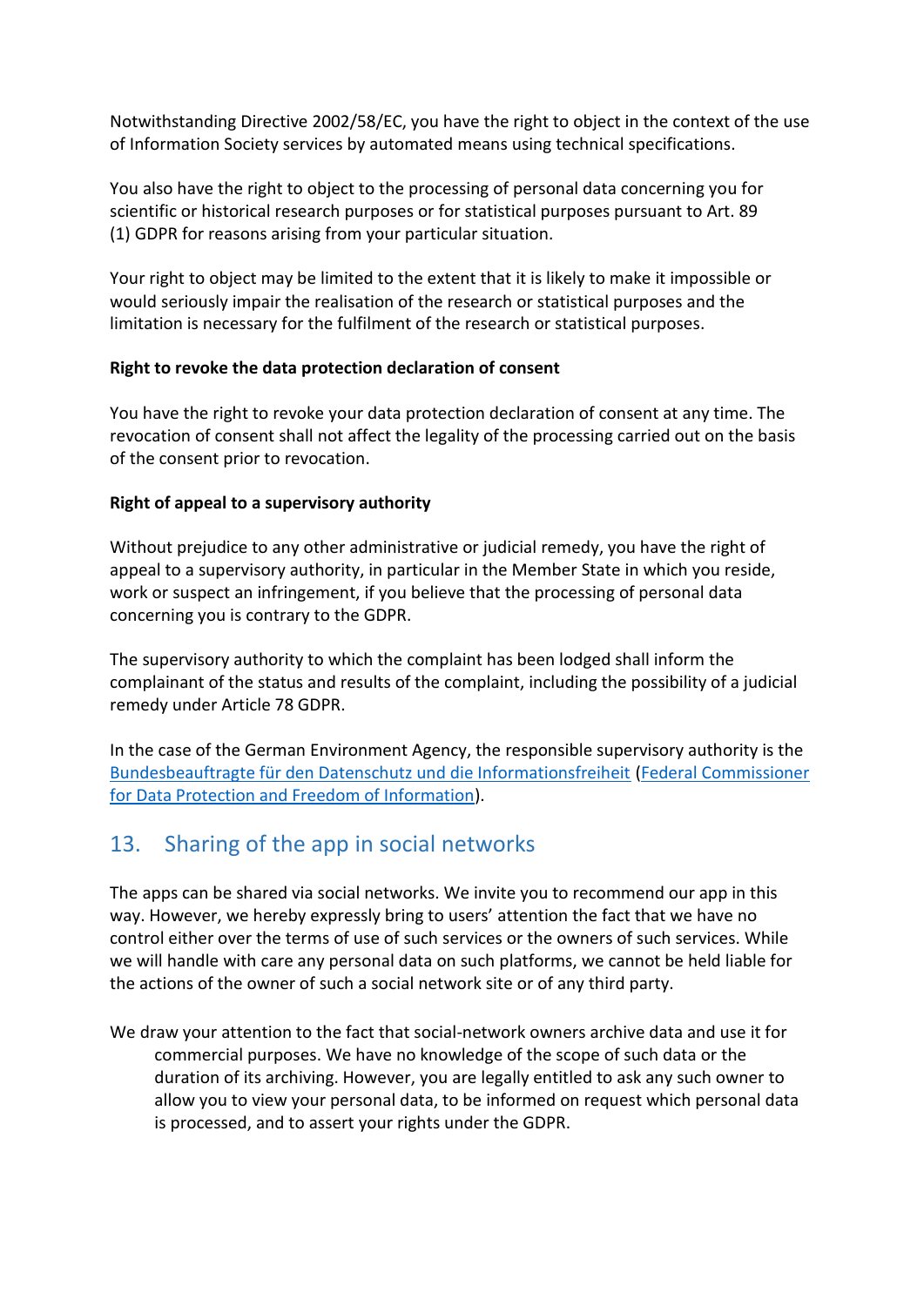Notwithstanding Directive 2002/58/EC, you have the right to object in the context of the use of Information Society services by automated means using technical specifications.

You also have the right to object to the processing of personal data concerning you for scientific or historical research purposes or for statistical purposes pursuant to Art. 89 (1) GDPR for reasons arising from your particular situation.

Your right to object may be limited to the extent that it is likely to make it impossible or would seriously impair the realisation of the research or statistical purposes and the limitation is necessary for the fulfilment of the research or statistical purposes.

**Right to revoke the data protection declaration of consent**

You have the right to revoke your data protection declaration of consent at any time. The revocation of consent shall not affect the legality of the processing carried out on the basis of the consent prior to revocation.

**Right of appeal to a supervisory authority**

Without prejudice to any other administrative or judicial remedy, you have the right of appeal to a supervisory authority, in particular in the Member State in which you reside, work or suspect an infringement, if you believe that the processing of personal data concerning you is contrary to the GDPR.

The supervisory authority to which the complaint has been lodged shall inform the complainant of the status and results of the complaint, including the possibility of a judicial remedy under Article 78 GDPR.

In the case of the German Environment Agency, the responsible supervisory authority is the Bundesbeauftragte für den Datenschutz und die Informationsfreiheit (Federal Commissioner for Data Protection and Freedom of Information).

## 13. Sharing of the app in social networks

The apps can be shared via social networks. We invite you to recommend our app in this way. However, we hereby expressly bring to users' attention the fact that we have no control either over the terms of use of such services or the owners of such services. While we will handle with care any personal data on such platforms, we cannot be held liable for the actions of the owner of such a social network site or of any third party.

We draw your attention to the fact that social-network owners archive data and use it for commercial purposes. We have no knowledge of the scope of such data or the duration of its archiving. However, you are legally entitled to ask any such owner to allow you to view your personal data, to be informed on request which personal data is processed, and to assert your rights under the GDPR.